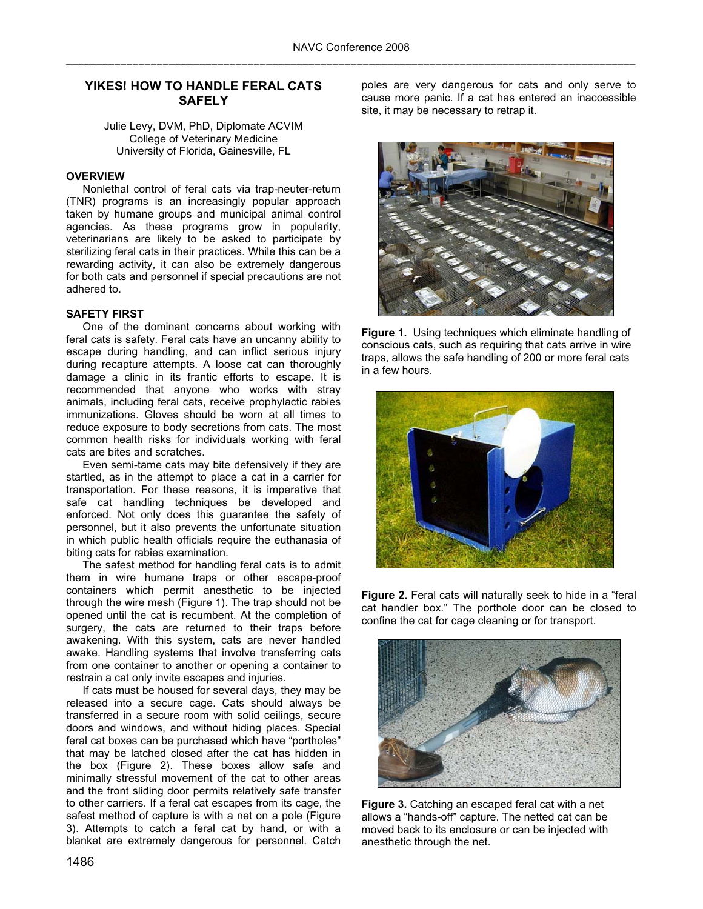# YIKES! HOW TO HANDLE FERAL CATS SAFELY

Julie Levy, DVM, PhD, Diplomate ACVIM
College of Veterinary Medicine
University of Florida, Gainesville, FL

## OVERVIEW

Nonlethal control of feral cats via trap-neuter-return (TNR) programs is an increasingly popular approach taken by humane groups and municipal animal control agencies. As these programs grow in popularity, veterinarians are likely to be asked to participate by sterilizing feral cats in their practices. While this can be a rewarding activity, it can also be extremely dangerous for both cats and personnel if special precautions are not adhered to.

## SAFETY FIRST

One of the dominant concerns about working with feral cats is safety. Feral cats have an uncanny ability to escape during handling, and can inflict serious injury during recapture attempts. A loose cat can thoroughly damage a clinic in its frantic efforts to escape. It is recommended that anyone who works with stray animals, including feral cats, receive prophylactic rabies immunizations. Gloves should be worn at all times to reduce exposure to body secretions from cats. The most common health risks for individuals working with feral cats are bites and scratches.

Even semi-tame cats may bite defensively if they are startled, as in the attempt to place a cat in a carrier for transportation. For these reasons, it is imperative that safe cat handling techniques be developed and enforced. Not only does this guarantee the safety of personnel, but it also prevents the unfortunate situation in which public health officials require the euthanasia of biting cats for rabies examination.

The safest method for handling feral cats is to admit them in wire humane traps or other escape-proof containers which permit anesthetic to be injected through the wire mesh (Figure 1). The trap should not be opened until the cat is recumbent. At the completion of surgery, the cats are returned to their traps before awakening. With this system, cats are never handled awake. Handling systems that involve transferring cats from one container to another or opening a container to restrain a cat only invite escapes and injuries.

If cats must be housed for several days, they may be released into a secure cage. Cats should always be transferred in a secure room with solid ceilings, secure doors and windows, and without hiding places. Special feral cat boxes can be purchased which have "portholes" that may be latched closed after the cat has hidden in the box (Figure 2). These boxes allow safe and minimally stressful movement of the cat to other areas and the front sliding door permits relatively safe transfer to other carriers. If a feral cat escapes from its cage, the safest method of capture is with a net on a pole (Figure 3). Attempts to catch a feral cat by hand, or with a blanket are extremely dangerous for personnel. Catch poles are very dangerous for cats and only serve to cause more panic. If a cat has entered an inaccessible site, it may be necessary to retrap it.

**Figure 1.** Using techniques which eliminate handling of conscious cats, such as requiring that cats arrive in wire traps, allows the safe handling of 200 or more feral cats in a few hours.

**Figure 2.** Feral cats will naturally seek to hide in a "feral cat handler box." The porthole door can be closed to confine the cat for cage cleaning or for transport.

**Figure 3.** Catching an escaped feral cat with a net allows a "hands-off" capture. The netted cat can be moved back to its enclosure or can be injected with anesthetic through the net.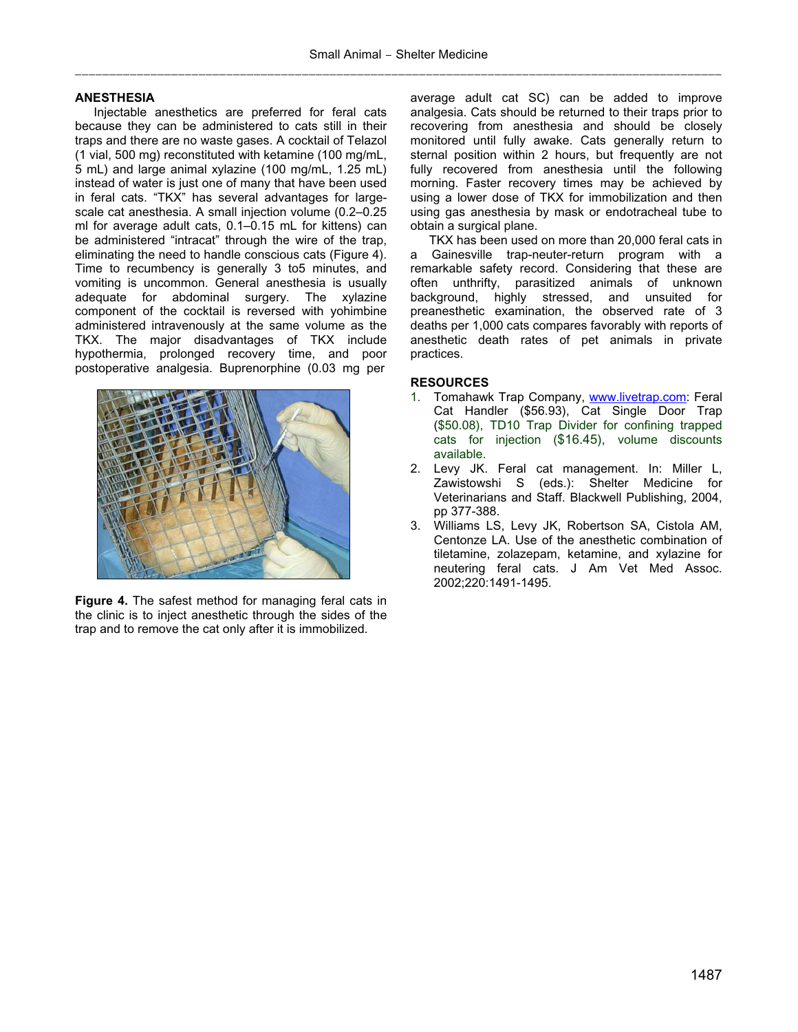## ANESTHESIA

Injectable anesthetics are preferred for feral cats because they can be administered to cats still in their traps and there are no waste gases. A cocktail of Telazol (1 vial, 500 mg) reconstituted with ketamine (100 mg/mL, 5 mL) and large animal xylazine (100 mg/mL, 1.25 mL) instead of water is just one of many that have been used in feral cats. "TKX" has several advantages for large-scale cat anesthesia. A small injection volume (0.2–0.25 ml for average adult cats, 0.1–0.15 mL for kittens) can be administered "intracat" through the wire of the trap, eliminating the need to handle conscious cats (Figure 4). Time to recumbency is generally 3 to5 minutes, and vomiting is uncommon. General anesthesia is usually adequate for abdominal surgery. The xylazine component of the cocktail is reversed with yohimbine administered intravenously at the same volume as the TKX. The major disadvantages of TKX include hypothermia, prolonged recovery time, and poor postoperative analgesia. Buprenorphine (0.03 mg per average adult cat SC) can be added to improve analgesia. Cats should be returned to their traps prior to recovering from anesthesia and should be closely monitored until fully awake. Cats generally return to sternal position within 2 hours, but frequently are not fully recovered from anesthesia until the following morning. Faster recovery times may be achieved by using a lower dose of TKX for immobilization and then using gas anesthesia by mask or endotracheal tube to obtain a surgical plane.

**Figure 4.** The safest method for managing feral cats in the clinic is to inject anesthetic through the sides of the trap and to remove the cat only after it is immobilized.

TKX has been used on more than 20,000 feral cats in a Gainesville trap-neuter-return program with a remarkable safety record. Considering that these are often unthrifty, parasitized animals of unknown background, highly stressed, and unsuited for preanesthetic examination, the observed rate of 3 deaths per 1,000 cats compares favorably with reports of anesthetic death rates of pet animals in private practices.

## RESOURCES

1. Tomahawk Trap Company, www.livetrap.com: Feral Cat Handler ($56.93), Cat Single Door Trap ($50.08), TD10 Trap Divider for confining trapped cats for injection ($16.45), volume discounts available.
2. Levy JK. Feral cat management. In: Miller L, Zawistowshi S (eds.): Shelter Medicine for Veterinarians and Staff. Blackwell Publishing, 2004, pp 377-388.
3. Williams LS, Levy JK, Robertson SA, Cistola AM, Centonze LA. Use of the anesthetic combination of tiletamine, zolazepam, ketamine, and xylazine for neutering feral cats. J Am Vet Med Assoc. 2002;220:1491-1495.